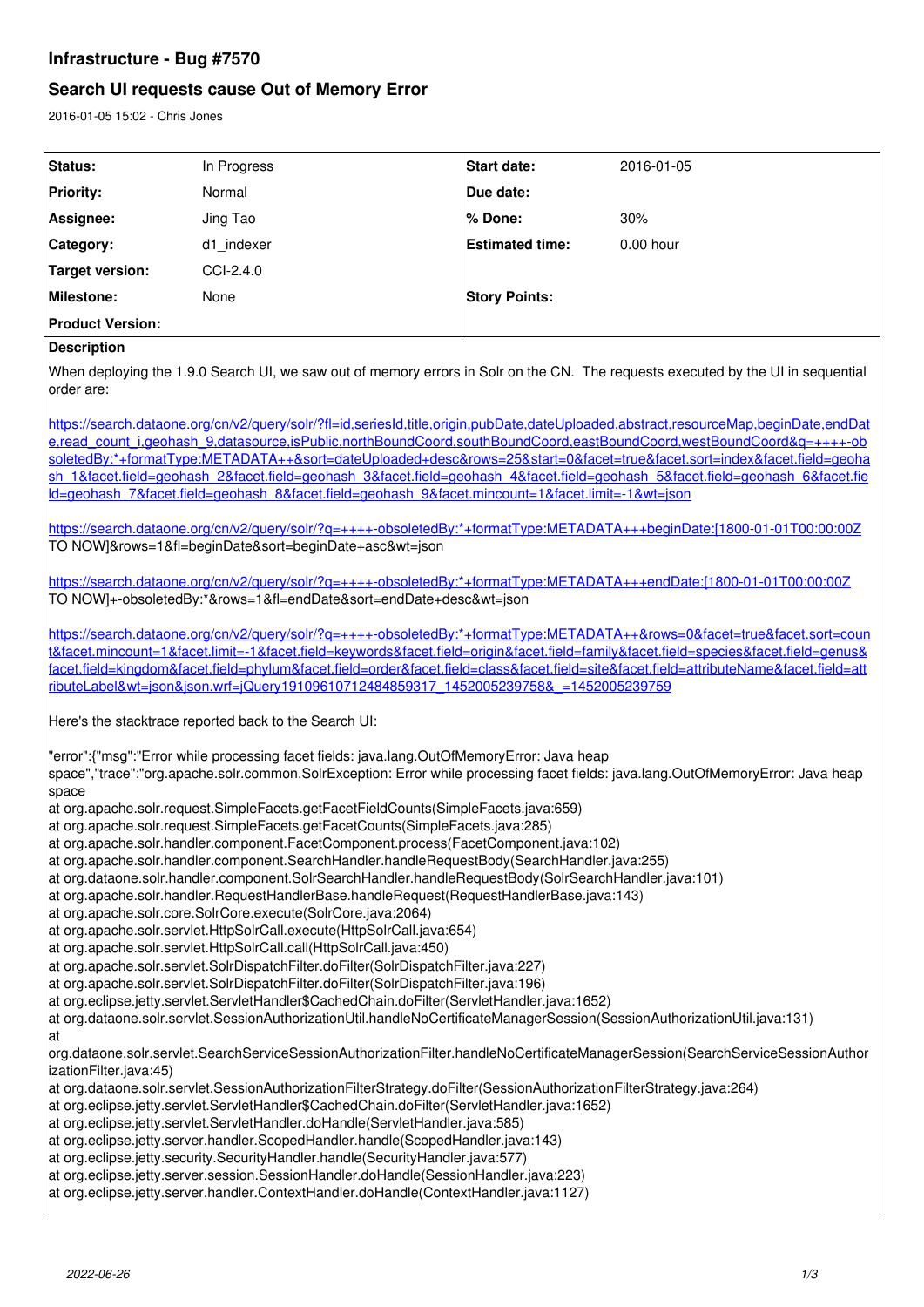## Infrastructure - Bug #7570

## Search UI requests cause Out of Memory Error

2016-01-05 15:02 - Chris Jones

| Status: | In Progress | Start date: | 2016-01-05 |
|---|---|---|---|
| Priority: | Normal | Due date: | |
| Assignee: | Jing Tao | % Done: | 30% |
| Category: | d1_indexer | Estimated time: | 0.00 hour |
| Target version: | CCI-2.4.0 | | |
| Milestone: | None | Story Points: | |
| Product Version: | | | |

**Description**

When deploying the 1.9.0 Search UI, we saw out of memory errors in Solr on the CN. The requests executed by the UI in sequential order are:

https://search.dataone.org/cn/v2/query/solr/?fl=id,seriesId,title,origin,pubDate,dateUploaded,abstract,resourceMap,beginDate,endDate,read_count_i,geohash_9,datasource,isPublic,northBoundCoord,southBoundCoord,eastBoundCoord,westBoundCoord&q=++++-obsoletedBy:*+formatType:METADATA++&sort=dateUploaded+desc&rows=25&start=0&facet=true&facet.sort=index&facet.field=geohash_1&facet.field=geohash_2&facet.field=geohash_3&facet.field=geohash_4&facet.field=geohash_5&facet.field=geohash_6&facet.field=geohash_7&facet.field=geohash_8&facet.field=geohash_9&facet.mincount=1&facet.limit=-1&wt=json

https://search.dataone.org/cn/v2/query/solr/?q=++++-obsoletedBy:*+formatType:METADATA+++beginDate:[1800-01-01T00:00:00Z TO NOW]&rows=1&fl=beginDate&sort=beginDate+asc&wt=json

https://search.dataone.org/cn/v2/query/solr/?q=++++-obsoletedBy:*+formatType:METADATA+++endDate:[1800-01-01T00:00:00Z TO NOW]+-obsoletedBy:*&rows=1&fl=endDate&sort=endDate+desc&wt=json

https://search.dataone.org/cn/v2/query/solr/?q=++++-obsoletedBy:*+formatType:METADATA++&rows=0&facet=true&facet.sort=count&facet.mincount=1&facet.limit=-1&facet.field=keywords&facet.field=origin&facet.field=family&facet.field=species&facet.field=genus&facet.field=kingdom&facet.field=phylum&facet.field=order&facet.field=class&facet.field=site&facet.field=attributeName&facet.field=attributeLabel&wt=json&json.wrf=jQuery19109610712484859317_1452005239758&_=1452005239759

Here's the stacktrace reported back to the Search UI:

```
"error":{"msg":"Error while processing facet fields: java.lang.OutOfMemoryError: Java heap space","trace":"org.apache.solr.common.SolrException: Error while processing facet fields: java.lang.OutOfMemoryError: Java heap space
at org.apache.solr.request.SimpleFacets.getFacetFieldCounts(SimpleFacets.java:659)
at org.apache.solr.request.SimpleFacets.getFacetCounts(SimpleFacets.java:285)
at org.apache.solr.handler.component.FacetComponent.process(FacetComponent.java:102)
at org.apache.solr.handler.component.SearchHandler.handleRequestBody(SearchHandler.java:255)
at org.dataone.solr.handler.component.SolrSearchHandler.handleRequestBody(SolrSearchHandler.java:101)
at org.apache.solr.handler.RequestHandlerBase.handleRequest(RequestHandlerBase.java:143)
at org.apache.solr.core.SolrCore.execute(SolrCore.java:2064)
at org.apache.solr.servlet.HttpSolrCall.execute(HttpSolrCall.java:654)
at org.apache.solr.servlet.HttpSolrCall.call(HttpSolrCall.java:450)
at org.apache.solr.servlet.SolrDispatchFilter.doFilter(SolrDispatchFilter.java:227)
at org.apache.solr.servlet.SolrDispatchFilter.doFilter(SolrDispatchFilter.java:196)
at org.eclipse.jetty.servlet.ServletHandler$CachedChain.doFilter(ServletHandler.java:1652)
at org.dataone.solr.servlet.SessionAuthorizationUtil.handleNoCertificateManagerSession(SessionAuthorizationUtil.java:131)
at
org.dataone.solr.servlet.SearchServiceSessionAuthorizationFilter.handleNoCertificateManagerSession(SearchServiceSessionAuthorizationFilter.java:45)
at org.dataone.solr.servlet.SessionAuthorizationFilterStrategy.doFilter(SessionAuthorizationFilterStrategy.java:264)
at org.eclipse.jetty.servlet.ServletHandler$CachedChain.doFilter(ServletHandler.java:1652)
at org.eclipse.jetty.servlet.ServletHandler.doHandle(ServletHandler.java:585)
at org.eclipse.jetty.server.handler.ScopedHandler.handle(ScopedHandler.java:143)
at org.eclipse.jetty.security.SecurityHandler.handle(SecurityHandler.java:577)
at org.eclipse.jetty.server.session.SessionHandler.doHandle(SessionHandler.java:223)
at org.eclipse.jetty.server.handler.ContextHandler.doHandle(ContextHandler.java:1127)
```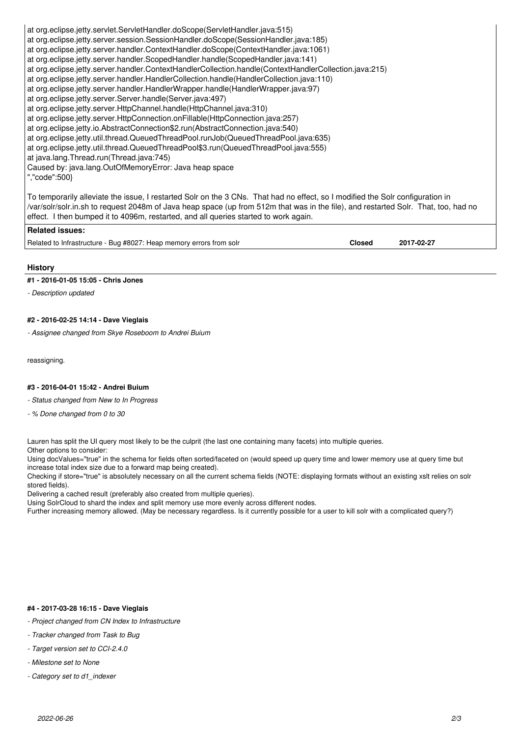```
at org.eclipse.jetty.servlet.ServletHandler.doScope(ServletHandler.java:515)
at org.eclipse.jetty.server.session.SessionHandler.doScope(SessionHandler.java:185)
at org.eclipse.jetty.server.handler.ContextHandler.doScope(ContextHandler.java:1061)
at org.eclipse.jetty.server.handler.ScopedHandler.handle(ScopedHandler.java:141)
at org.eclipse.jetty.server.handler.ContextHandlerCollection.handle(ContextHandlerCollection.java:215)
at org.eclipse.jetty.server.handler.HandlerCollection.handle(HandlerCollection.java:110)
at org.eclipse.jetty.server.handler.HandlerWrapper.handle(HandlerWrapper.java:97)
at org.eclipse.jetty.server.Server.handle(Server.java:497)
at org.eclipse.jetty.server.HttpChannel.handle(HttpChannel.java:310)
at org.eclipse.jetty.server.HttpConnection.onFillable(HttpConnection.java:257)
at org.eclipse.jetty.io.AbstractConnection$2.run(AbstractConnection.java:540)
at org.eclipse.jetty.util.thread.QueuedThreadPool.runJob(QueuedThreadPool.java:635)
at org.eclipse.jetty.util.thread.QueuedThreadPool$3.run(QueuedThreadPool.java:555)
at java.lang.Thread.run(Thread.java:745)
Caused by: java.lang.OutOfMemoryError: Java heap space
","code":500}
```

To temporarily alleviate the issue, I restarted Solr on the 3 CNs. That had no effect, so I modified the Solr configuration in /var/solr/solr.in.sh to request 2048m of Java heap space (up from 512m that was in the file), and restarted Solr. That, too, had no effect. I then bumped it to 4096m, restarted, and all queries started to work again.

**Related issues:**

| Related to Infrastructure - Bug #8027: Heap memory errors from solr | Closed | 2017-02-27 |
|---|---|---|

## History

### #1 - 2016-01-05 15:05 - Chris Jones

- *Description updated*

### #2 - 2016-02-25 14:14 - Dave Vieglais

- *Assignee changed from Skye Roseboom to Andrei Buium*

reassigning.

### #3 - 2016-04-01 15:42 - Andrei Buium

- *Status changed from New to In Progress*
- *% Done changed from 0 to 30*

Lauren has split the UI query most likely to be the culprit (the last one containing many facets) into multiple queries.
Other options to consider:
Using docValues="true" in the schema for fields often sorted/faceted on (would speed up query time and lower memory use at query time but increase total index size due to a forward map being created).
Checking if store="true" is absolutely necessary on all the current schema fields (NOTE: displaying formats without an existing xslt relies on solr stored fields).
Delivering a cached result (preferably also created from multiple queries).
Using SolrCloud to shard the index and split memory use more evenly across different nodes.
Further increasing memory allowed. (May be necessary regardless. Is it currently possible for a user to kill solr with a complicated query?)

### #4 - 2017-03-28 16:15 - Dave Vieglais

- *Project changed from CN Index to Infrastructure*
- *Tracker changed from Task to Bug*
- *Target version set to CCI-2.4.0*
- *Milestone set to None*
- *Category set to d1_indexer*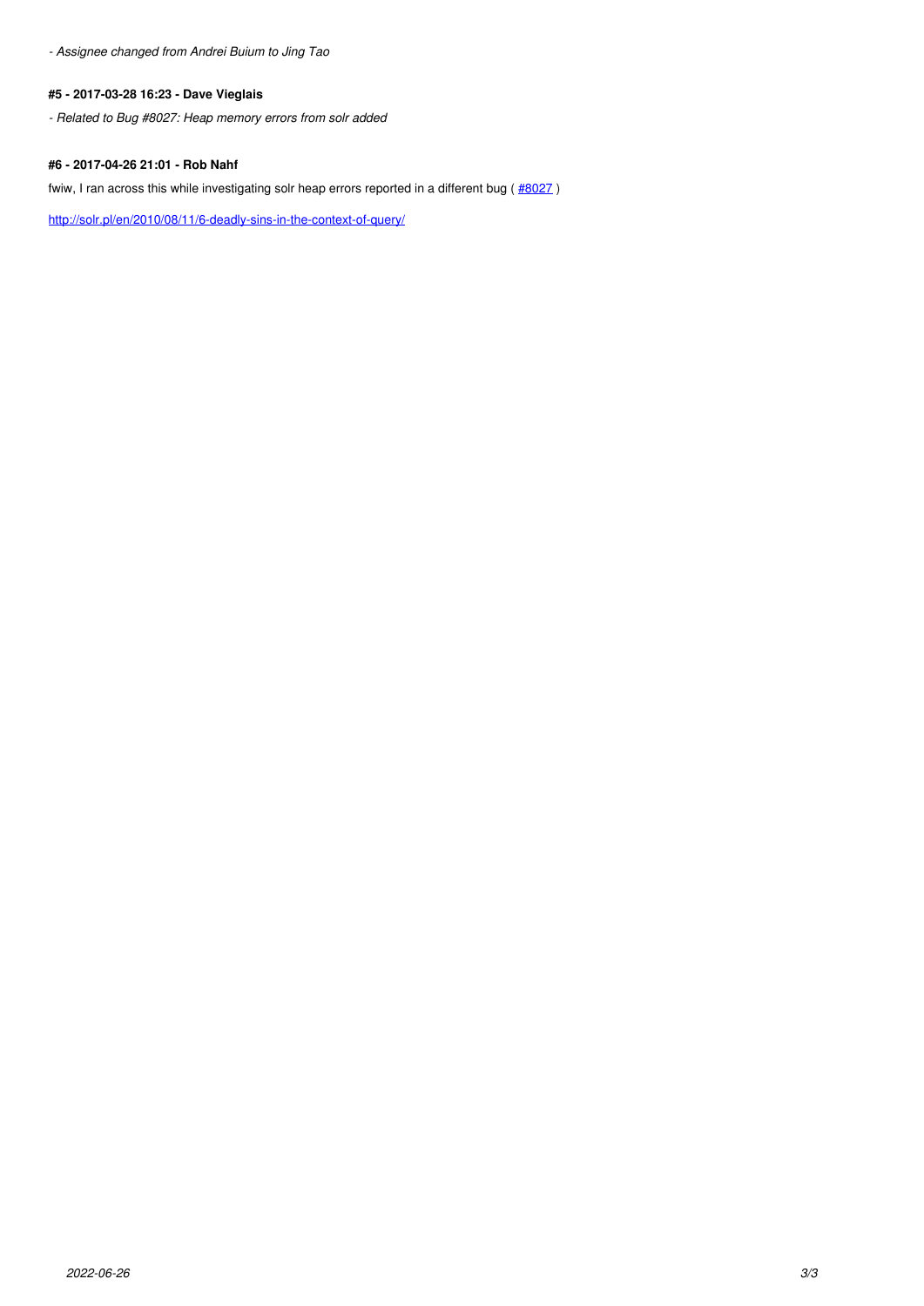*- Assignee changed from Andrei Buium to Jing Tao*

#### #5 - 2017-03-28 16:23 - Dave Vieglais

*- Related to Bug #8027: Heap memory errors from solr added*

#### #6 - 2017-04-26 21:01 - Rob Nahf

fwiw, I ran across this while investigating solr heap errors reported in a different bug ( [#8027](#8027) )

[http://solr.pl/en/2010/08/11/6-deadly-sins-in-the-context-of-query/](http://solr.pl/en/2010/08/11/6-deadly-sins-in-the-context-of-query/)